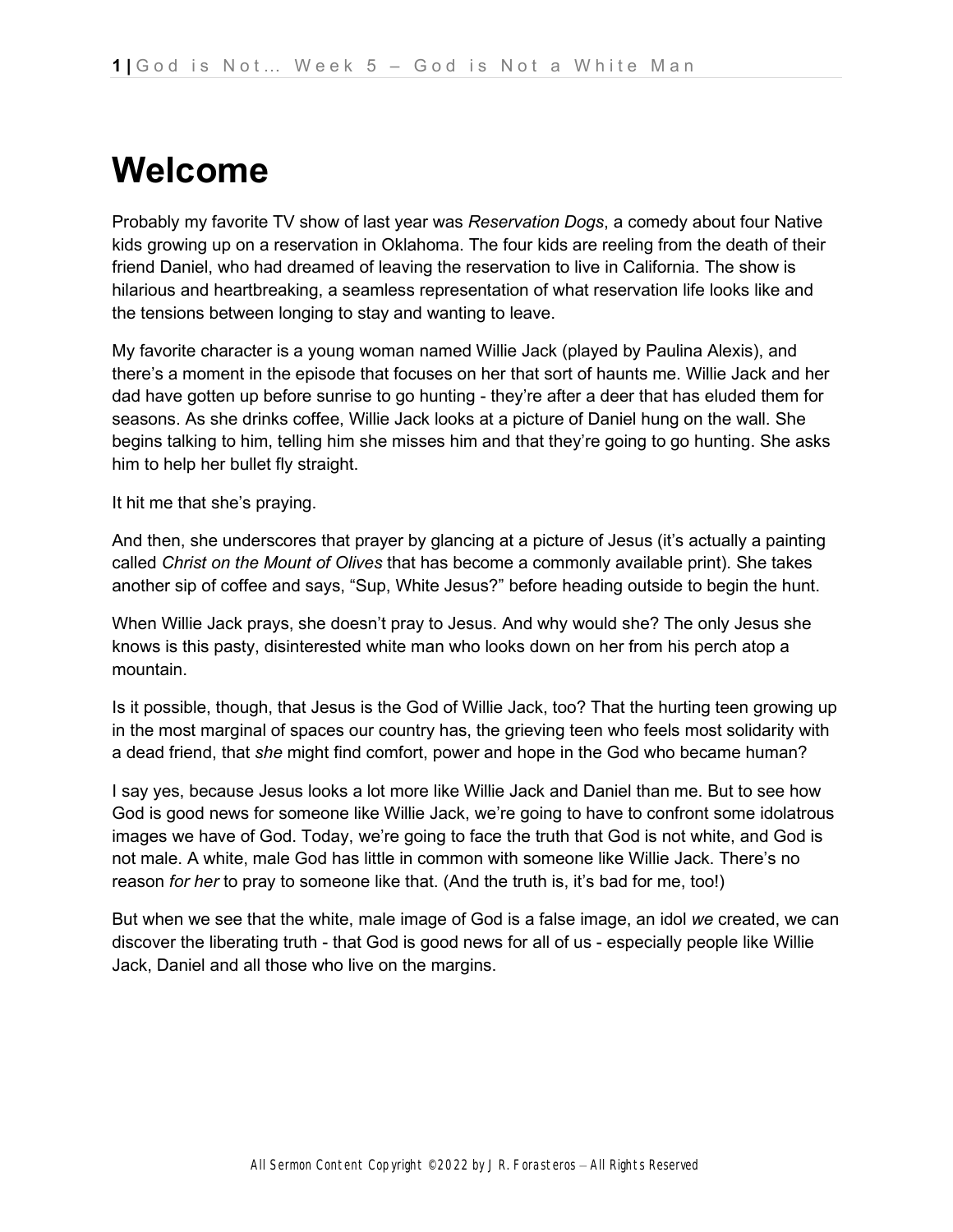# Welcome

Probably my favorite TV show of last year was *Reservation Dogs*, a comedy about four Native kids growing up on a reservation in Oklahoma. The four kids are reeling from the death of their friend Daniel, who had dreamed of leaving the reservation to live in California. The show is hilarious and heartbreaking, a seamless representation of what reservation life looks like and the tensions between longing to stay and wanting to leave.

My favorite character is a young woman named Willie Jack (played by Paulina Alexis), and there's a moment in the episode that focuses on her that sort of haunts me. Willie Jack and her dad have gotten up before sunrise to go hunting - they're after a deer that has eluded them for seasons. As she drinks coffee, Willie Jack looks at a picture of Daniel hung on the wall. She begins talking to him, telling him she misses him and that they're going to go hunting. She asks him to help her bullet fly straight.

It hit me that she's praying.

And then, she underscores that prayer by glancing at a picture of Jesus (it's actually a painting called *Christ on the Mount of Olives* that has become a commonly available print). She takes another sip of coffee and says, "Sup, White Jesus?" before heading outside to begin the hunt.

When Willie Jack prays, she doesn't pray to Jesus. And why would she? The only Jesus she knows is this pasty, disinterested white man who looks down on her from his perch atop a mountain.

Is it possible, though, that Jesus is the God of Willie Jack, too? That the hurting teen growing up in the most marginal of spaces our country has, the grieving teen who feels most solidarity with a dead friend, that *she* might find comfort, power and hope in the God who became human?

I say yes, because Jesus looks a lot more like Willie Jack and Daniel than me. But to see how God is good news for someone like Willie Jack, we're going to have to confront some idolatrous images we have of God. Today, we're going to face the truth that God is not white, and God is not male. A white, male God has little in common with someone like Willie Jack. There's no reason *for her* to pray to someone like that. (And the truth is, it's bad for me, too!)

But when we see that the white, male image of God is a false image, an idol *we* created, we can discover the liberating truth - that God is good news for all of us - especially people like Willie Jack, Daniel and all those who live on the margins.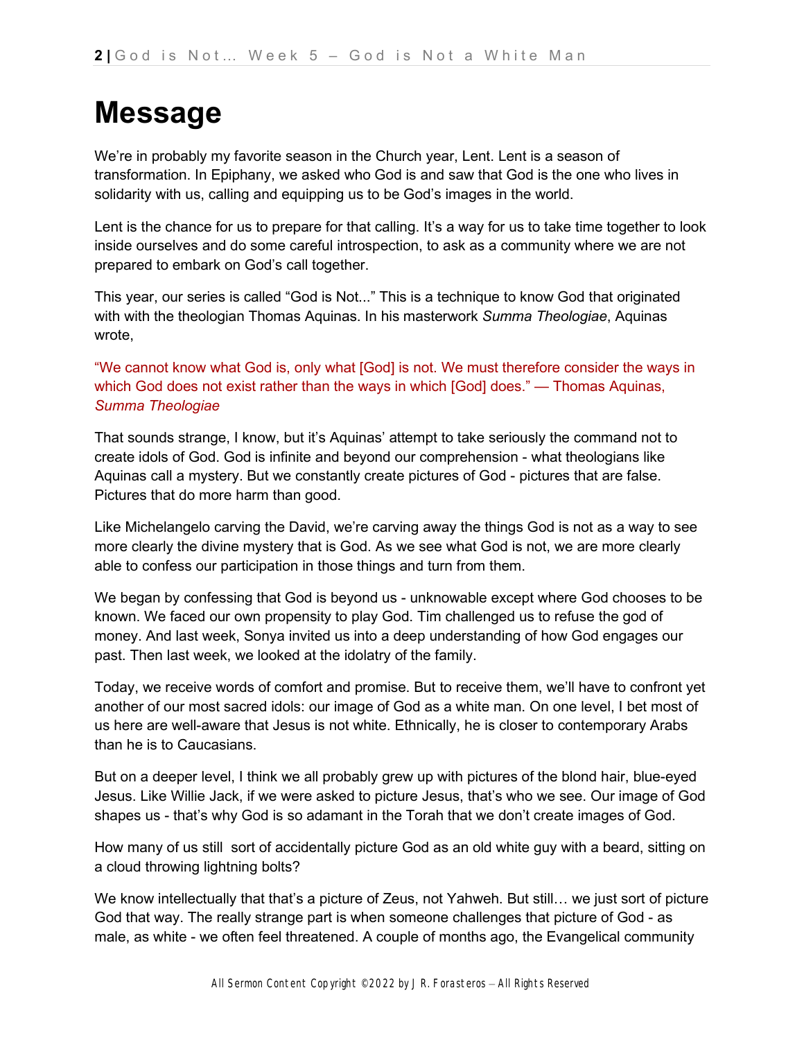# Message

We're in probably my favorite season in the Church year, Lent. Lent is a season of transformation. In Epiphany, we asked who God is and saw that God is the one who lives in solidarity with us, calling and equipping us to be God's images in the world.

Lent is the chance for us to prepare for that calling. It's a way for us to take time together to look inside ourselves and do some careful introspection, to ask as a community where we are not prepared to embark on God's call together.

This year, our series is called "God is Not..." This is a technique to know God that originated with with the theologian Thomas Aquinas. In his masterwork *Summa Theologiae*, Aquinas wrote,

"We cannot know what God is, only what [God] is not. We must therefore consider the ways in which God does not exist rather than the ways in which [God] does." — Thomas Aquinas, *Summa Theologiae*

That sounds strange, I know, but it's Aquinas' attempt to take seriously the command not to create idols of God. God is infinite and beyond our comprehension - what theologians like Aquinas call a mystery. But we constantly create pictures of God - pictures that are false. Pictures that do more harm than good.

Like Michelangelo carving the David, we're carving away the things God is not as a way to see more clearly the divine mystery that is God. As we see what God is not, we are more clearly able to confess our participation in those things and turn from them.

We began by confessing that God is beyond us - unknowable except where God chooses to be known. We faced our own propensity to play God. Tim challenged us to refuse the god of money. And last week, Sonya invited us into a deep understanding of how God engages our past. Then last week, we looked at the idolatry of the family.

Today, we receive words of comfort and promise. But to receive them, we'll have to confront yet another of our most sacred idols: our image of God as a white man. On one level, I bet most of us here are well-aware that Jesus is not white. Ethnically, he is closer to contemporary Arabs than he is to Caucasians.

But on a deeper level, I think we all probably grew up with pictures of the blond hair, blue-eyed Jesus. Like Willie Jack, if we were asked to picture Jesus, that's who we see. Our image of God shapes us - that's why God is so adamant in the Torah that we don't create images of God.

How many of us still sort of accidentally picture God as an old white guy with a beard, sitting on a cloud throwing lightning bolts?

We know intellectually that that's a picture of Zeus, not Yahweh. But still… we just sort of picture God that way. The really strange part is when someone challenges that picture of God - as male, as white - we often feel threatened. A couple of months ago, the Evangelical community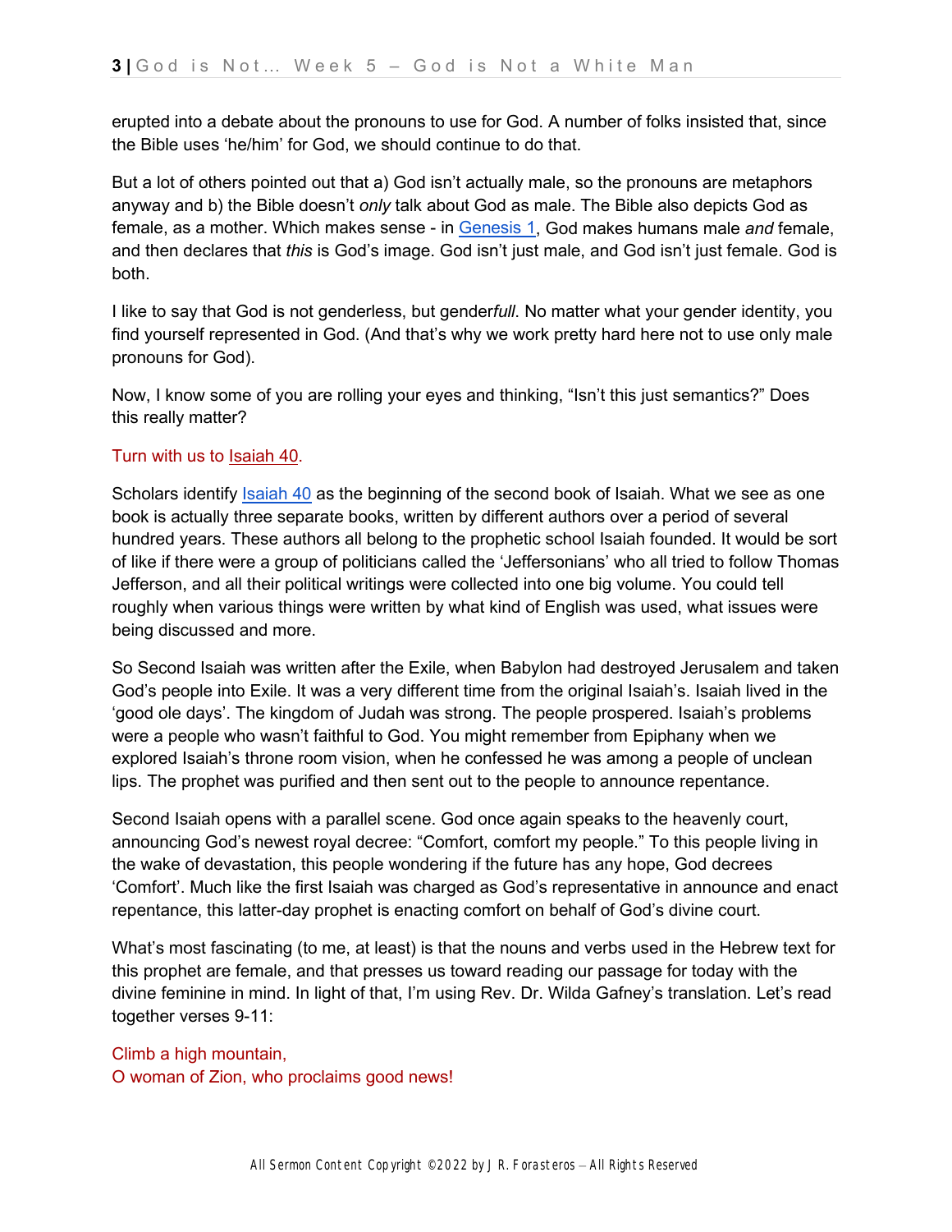erupted into a debate about the pronouns to use for God. A number of folks insisted that, since the Bible uses 'he/him' for God, we should continue to do that.

But a lot of others pointed out that a) God isn't actually male, so the pronouns are metaphors anyway and b) the Bible doesn't *only* talk about God as male. The Bible also depicts God as female, as a mother. Which makes sense - in Genesis 1, God makes humans male *and* female, and then declares that *this* is God's image. God isn't just male, and God isn't just female. God is both.

I like to say that God is not genderless, but gender*full*. No matter what your gender identity, you find yourself represented in God. (And that's why we work pretty hard here not to use only male pronouns for God).

Now, I know some of you are rolling your eyes and thinking, "Isn't this just semantics?" Does this really matter?

Turn with us to Isaiah 40.

Scholars identify Isaiah 40 as the beginning of the second book of Isaiah. What we see as one book is actually three separate books, written by different authors over a period of several hundred years. These authors all belong to the prophetic school Isaiah founded. It would be sort of like if there were a group of politicians called the 'Jeffersonians' who all tried to follow Thomas Jefferson, and all their political writings were collected into one big volume. You could tell roughly when various things were written by what kind of English was used, what issues were being discussed and more.

So Second Isaiah was written after the Exile, when Babylon had destroyed Jerusalem and taken God's people into Exile. It was a very different time from the original Isaiah's. Isaiah lived in the 'good ole days'. The kingdom of Judah was strong. The people prospered. Isaiah's problems were a people who wasn't faithful to God. You might remember from Epiphany when we explored Isaiah's throne room vision, when he confessed he was among a people of unclean lips. The prophet was purified and then sent out to the people to announce repentance.

Second Isaiah opens with a parallel scene. God once again speaks to the heavenly court, announcing God's newest royal decree: "Comfort, comfort my people." To this people living in the wake of devastation, this people wondering if the future has any hope, God decrees 'Comfort'. Much like the first Isaiah was charged as God's representative in announce and enact repentance, this latter-day prophet is enacting comfort on behalf of God's divine court.

What's most fascinating (to me, at least) is that the nouns and verbs used in the Hebrew text for this prophet are female, and that presses us toward reading our passage for today with the divine feminine in mind. In light of that, I'm using Rev. Dr. Wilda Gafney's translation. Let's read together verses 9-11:

Climb a high mountain,
O woman of Zion, who proclaims good news!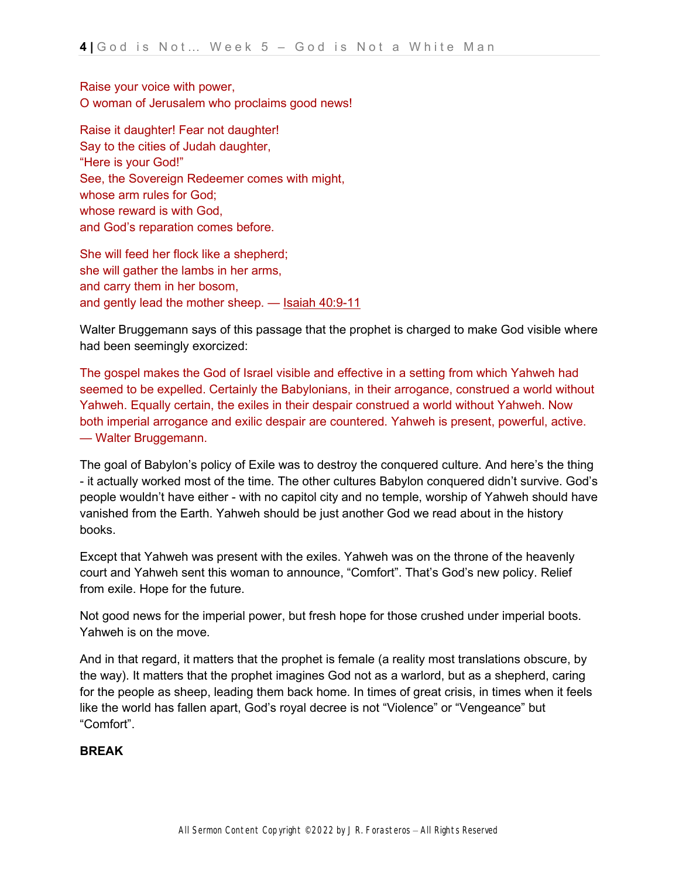Raise your voice with power,
O woman of Jerusalem who proclaims good news!

Raise it daughter! Fear not daughter!
Say to the cities of Judah daughter,
"Here is your God!"
See, the Sovereign Redeemer comes with might,
whose arm rules for God;
whose reward is with God,
and God's reparation comes before.

She will feed her flock like a shepherd;
she will gather the lambs in her arms,
and carry them in her bosom,
and gently lead the mother sheep. — Isaiah 40:9-11

Walter Bruggemann says of this passage that the prophet is charged to make God visible where had been seemingly exorcized:

> The gospel makes the God of Israel visible and effective in a setting from which Yahweh had seemed to be expelled. Certainly the Babylonians, in their arrogance, construed a world without Yahweh. Equally certain, the exiles in their despair construed a world without Yahweh. Now both imperial arrogance and exilic despair are countered. Yahweh is present, powerful, active. — Walter Bruggemann.

The goal of Babylon's policy of Exile was to destroy the conquered culture. And here's the thing - it actually worked most of the time. The other cultures Babylon conquered didn't survive. God's people wouldn't have either - with no capitol city and no temple, worship of Yahweh should have vanished from the Earth. Yahweh should be just another God we read about in the history books.

Except that Yahweh was present with the exiles. Yahweh was on the throne of the heavenly court and Yahweh sent this woman to announce, "Comfort". That's God's new policy. Relief from exile. Hope for the future.

Not good news for the imperial power, but fresh hope for those crushed under imperial boots. Yahweh is on the move.

And in that regard, it matters that the prophet is female (a reality most translations obscure, by the way). It matters that the prophet imagines God not as a warlord, but as a shepherd, caring for the people as sheep, leading them back home. In times of great crisis, in times when it feels like the world has fallen apart, God's royal decree is not "Violence" or "Vengeance" but "Comfort".

**BREAK**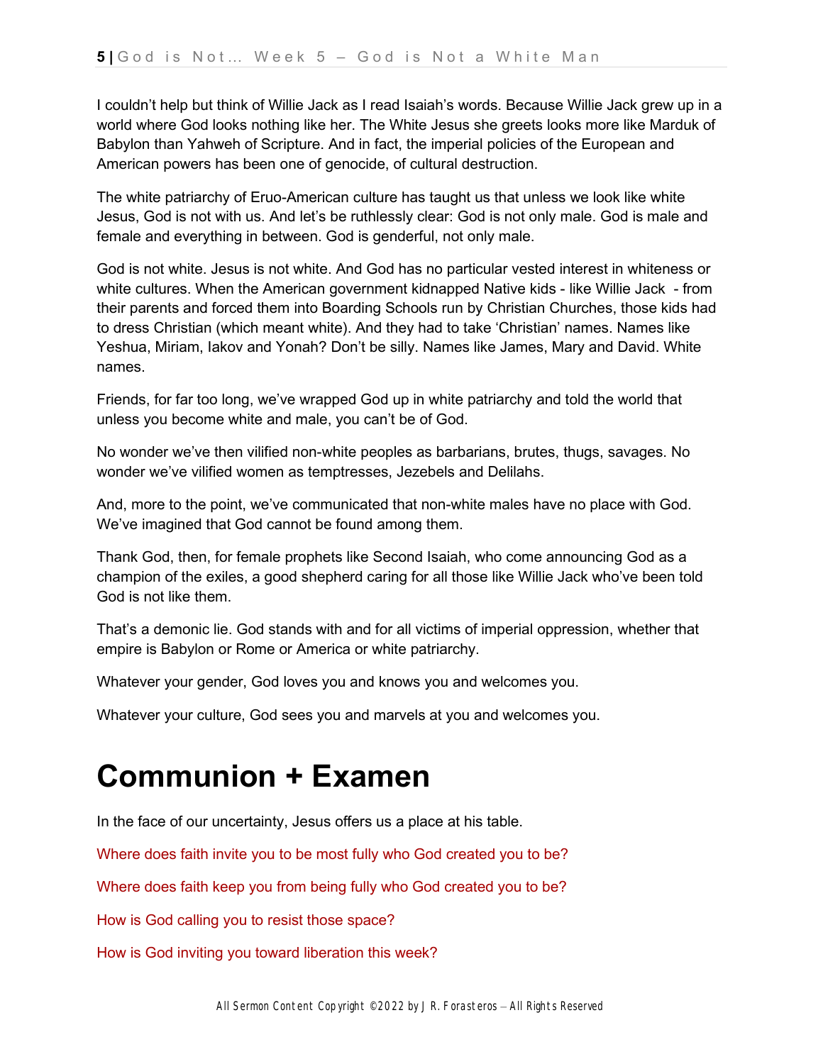I couldn't help but think of Willie Jack as I read Isaiah's words. Because Willie Jack grew up in a world where God looks nothing like her. The White Jesus she greets looks more like Marduk of Babylon than Yahweh of Scripture. And in fact, the imperial policies of the European and American powers has been one of genocide, of cultural destruction.

The white patriarchy of Eruo-American culture has taught us that unless we look like white Jesus, God is not with us. And let's be ruthlessly clear: God is not only male. God is male and female and everything in between. God is genderful, not only male.

God is not white. Jesus is not white. And God has no particular vested interest in whiteness or white cultures. When the American government kidnapped Native kids - like Willie Jack - from their parents and forced them into Boarding Schools run by Christian Churches, those kids had to dress Christian (which meant white). And they had to take 'Christian' names. Names like Yeshua, Miriam, Iakov and Yonah? Don't be silly. Names like James, Mary and David. White names.

Friends, for far too long, we've wrapped God up in white patriarchy and told the world that unless you become white and male, you can't be of God.

No wonder we've then vilified non-white peoples as barbarians, brutes, thugs, savages. No wonder we've vilified women as temptresses, Jezebels and Delilahs.

And, more to the point, we've communicated that non-white males have no place with God. We've imagined that God cannot be found among them.

Thank God, then, for female prophets like Second Isaiah, who come announcing God as a champion of the exiles, a good shepherd caring for all those like Willie Jack who've been told God is not like them.

That's a demonic lie. God stands with and for all victims of imperial oppression, whether that empire is Babylon or Rome or America or white patriarchy.

Whatever your gender, God loves you and knows you and welcomes you.

Whatever your culture, God sees you and marvels at you and welcomes you.

# Communion + Examen

In the face of our uncertainty, Jesus offers us a place at his table.

Where does faith invite you to be most fully who God created you to be?

Where does faith keep you from being fully who God created you to be?

How is God calling you to resist those space?

How is God inviting you toward liberation this week?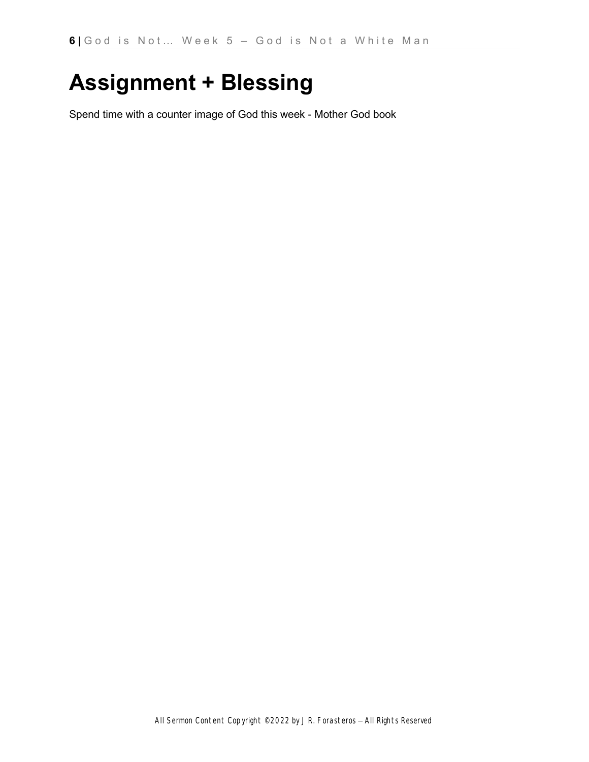# Assignment + Blessing

Spend time with a counter image of God this week - Mother God book